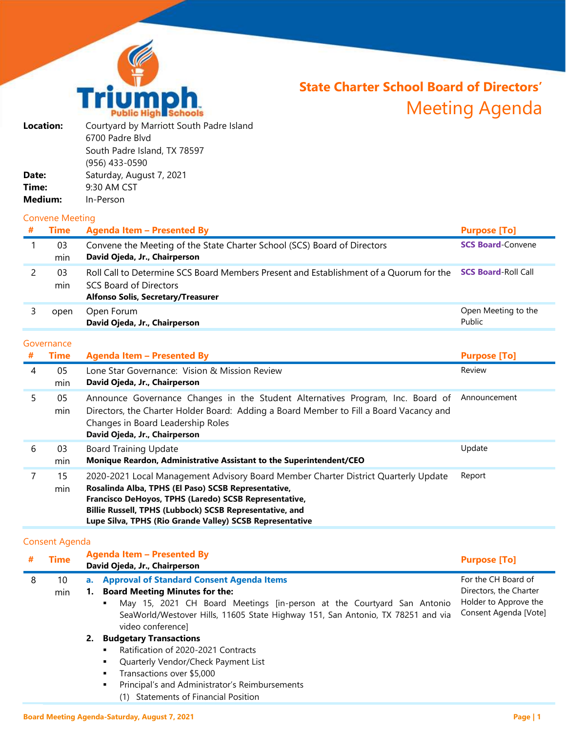Triumph Public High Schools

# State Charter School Board of Directors' Meeting Agenda

**Location:** Courtyard by Marriott South Padre Island
6700 Padre Blvd
South Padre Island, TX 78597
(956) 433-0590
**Date:** Saturday, August 7, 2021
**Time:** 9:30 AM CST
**Medium:** In-Person

## Convene Meeting

| # | Time | Agenda Item – Presented By | Purpose [To] |
|---|---|---|---|
| 1 | 03 min | Convene the Meeting of the State Charter School (SCS) Board of Directors<br>**David Ojeda, Jr., Chairperson** | **SCS Board**-Convene |
| 2 | 03 min | Roll Call to Determine SCS Board Members Present and Establishment of a Quorum for the SCS Board of Directors<br>**Alfonso Solis, Secretary/Treasurer** | **SCS Board**-Roll Call |
| 3 | open | Open Forum<br>**David Ojeda, Jr., Chairperson** | Open Meeting to the Public |

## Governance

| # | Time | Agenda Item – Presented By | Purpose [To] |
|---|---|---|---|
| 4 | 05 min | Lone Star Governance: Vision & Mission Review<br>**David Ojeda, Jr., Chairperson** | Review |
| 5 | 05 min | Announce Governance Changes in the Student Alternatives Program, Inc. Board of Directors, the Charter Holder Board: Adding a Board Member to Fill a Board Vacancy and Changes in Board Leadership Roles<br>**David Ojeda, Jr., Chairperson** | Announcement |
| 6 | 03 min | Board Training Update<br>**Monique Reardon, Administrative Assistant to the Superintendent/CEO** | Update |
| 7 | 15 min | 2020-2021 Local Management Advisory Board Member Charter District Quarterly Update<br>**Rosalinda Alba, TPHS (El Paso) SCSB Representative,**<br>**Francisco DeHoyos, TPHS (Laredo) SCSB Representative,**<br>**Billie Russell, TPHS (Lubbock) SCSB Representative, and**<br>**Lupe Silva, TPHS (Rio Grande Valley) SCSB Representative** | Report |

## Consent Agenda

| # | Time | Agenda Item – Presented By<br>**David Ojeda, Jr., Chairperson** | Purpose [To] |
|---|---|---|---|
| 8 | 10 min | **a. Approval of Standard Consent Agenda Items**<br>**1. Board Meeting Minutes for the:**<br>▪ May 15, 2021 CH Board Meetings [in-person at the Courtyard San Antonio SeaWorld/Westover Hills, 11605 State Highway 151, San Antonio, TX 78251 and via video conference]<br>**2. Budgetary Transactions**<br>▪ Ratification of 2020-2021 Contracts<br>▪ Quarterly Vendor/Check Payment List<br>▪ Transactions over $5,000<br>▪ Principal's and Administrator's Reimbursements<br>(1) Statements of Financial Position | For the CH Board of Directors, the Charter Holder to Approve the Consent Agenda [Vote] |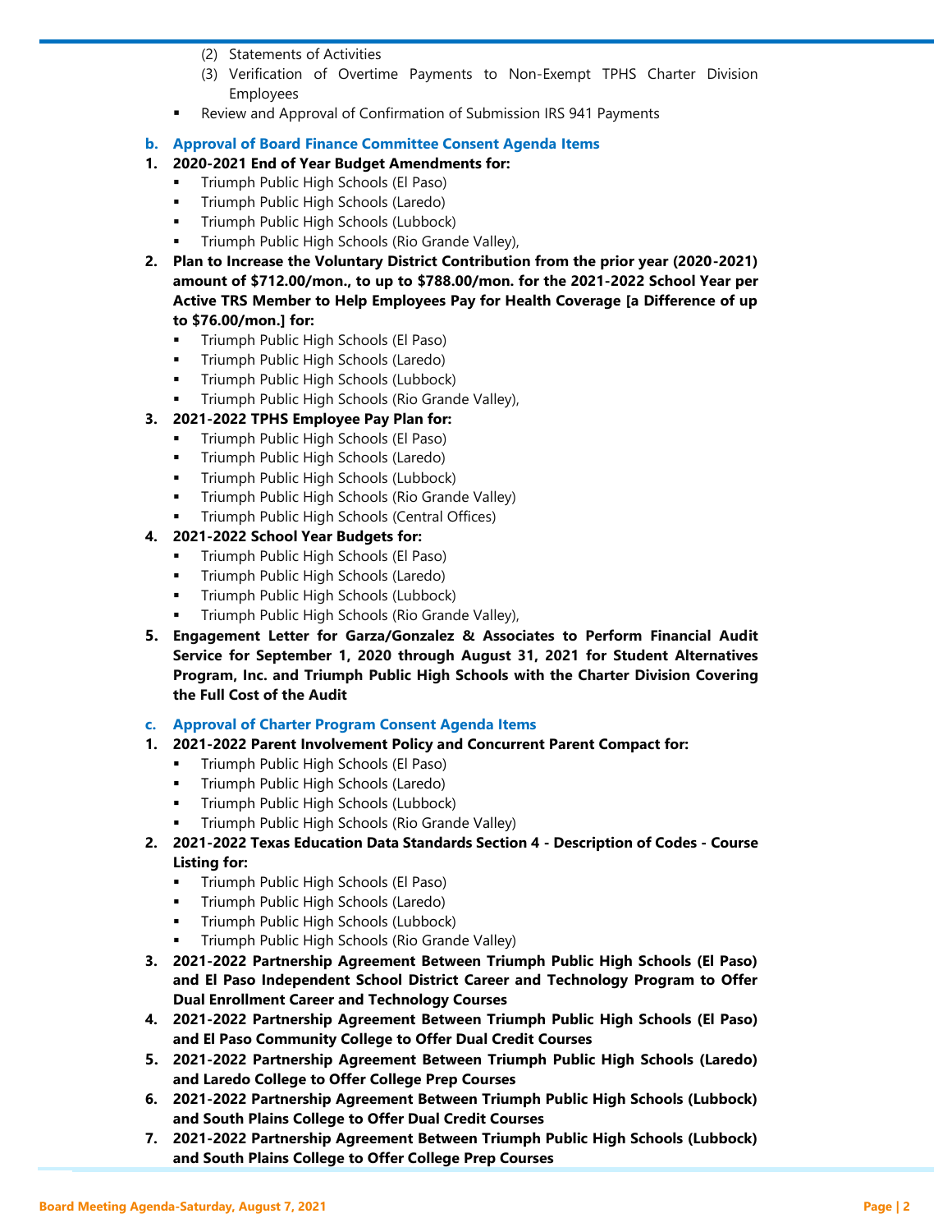(2) Statements of Activities

(3) Verification of Overtime Payments to Non-Exempt TPHS Charter Division Employees

- Review and Approval of Confirmation of Submission IRS 941 Payments

**b. Approval of Board Finance Committee Consent Agenda Items**

**1. 2020-2021 End of Year Budget Amendments for:**

- Triumph Public High Schools (El Paso)
- Triumph Public High Schools (Laredo)
- Triumph Public High Schools (Lubbock)
- Triumph Public High Schools (Rio Grande Valley),

**2. Plan to Increase the Voluntary District Contribution from the prior year (2020-2021) amount of $712.00/mon., to up to $788.00/mon. for the 2021-2022 School Year per Active TRS Member to Help Employees Pay for Health Coverage [a Difference of up to $76.00/mon.] for:**

- Triumph Public High Schools (El Paso)
- Triumph Public High Schools (Laredo)
- Triumph Public High Schools (Lubbock)
- Triumph Public High Schools (Rio Grande Valley),

**3. 2021-2022 TPHS Employee Pay Plan for:**

- Triumph Public High Schools (El Paso)
- Triumph Public High Schools (Laredo)
- Triumph Public High Schools (Lubbock)
- Triumph Public High Schools (Rio Grande Valley)
- Triumph Public High Schools (Central Offices)

**4. 2021-2022 School Year Budgets for:**

- Triumph Public High Schools (El Paso)
- Triumph Public High Schools (Laredo)
- Triumph Public High Schools (Lubbock)
- Triumph Public High Schools (Rio Grande Valley),

**5. Engagement Letter for Garza/Gonzalez & Associates to Perform Financial Audit Service for September 1, 2020 through August 31, 2021 for Student Alternatives Program, Inc. and Triumph Public High Schools with the Charter Division Covering the Full Cost of the Audit**

**c. Approval of Charter Program Consent Agenda Items**

**1. 2021-2022 Parent Involvement Policy and Concurrent Parent Compact for:**

- Triumph Public High Schools (El Paso)
- Triumph Public High Schools (Laredo)
- Triumph Public High Schools (Lubbock)
- Triumph Public High Schools (Rio Grande Valley)

**2. 2021-2022 Texas Education Data Standards Section 4 - Description of Codes - Course Listing for:**

- Triumph Public High Schools (El Paso)
- Triumph Public High Schools (Laredo)
- Triumph Public High Schools (Lubbock)
- Triumph Public High Schools (Rio Grande Valley)

**3. 2021-2022 Partnership Agreement Between Triumph Public High Schools (El Paso) and El Paso Independent School District Career and Technology Program to Offer Dual Enrollment Career and Technology Courses**

**4. 2021-2022 Partnership Agreement Between Triumph Public High Schools (El Paso) and El Paso Community College to Offer Dual Credit Courses**

**5. 2021-2022 Partnership Agreement Between Triumph Public High Schools (Laredo) and Laredo College to Offer College Prep Courses**

**6. 2021-2022 Partnership Agreement Between Triumph Public High Schools (Lubbock) and South Plains College to Offer Dual Credit Courses**

**7. 2021-2022 Partnership Agreement Between Triumph Public High Schools (Lubbock) and South Plains College to Offer College Prep Courses**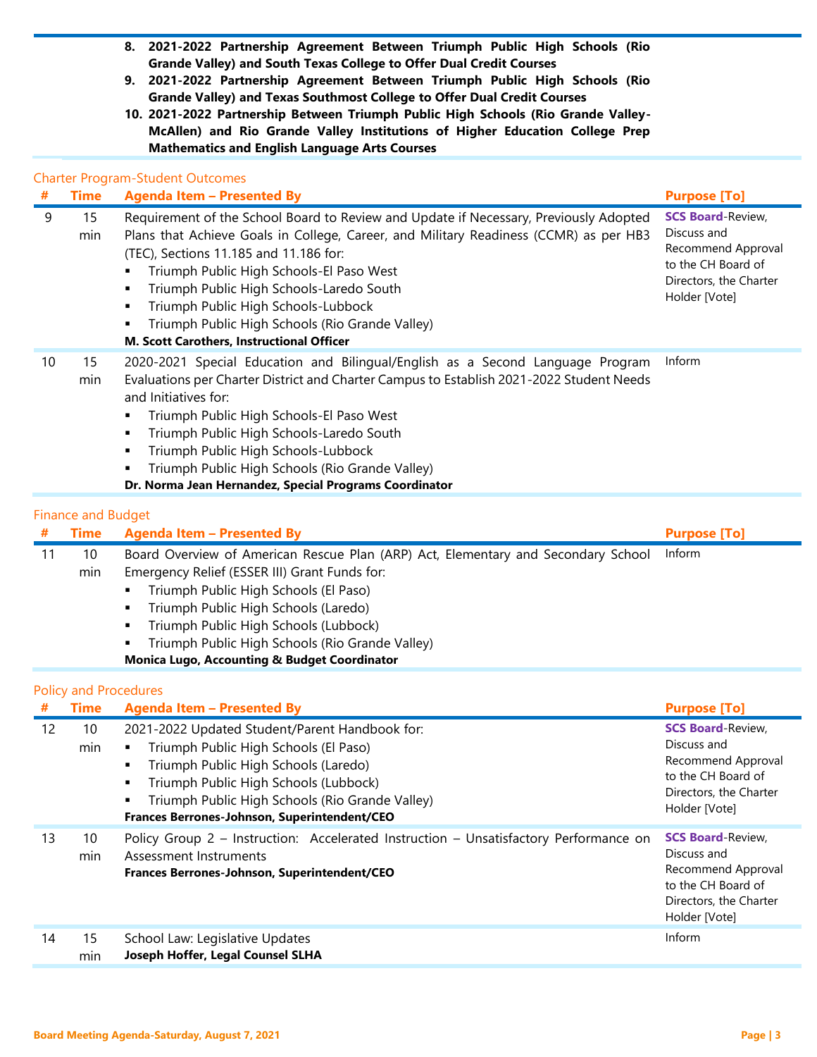8. **2021-2022 Partnership Agreement Between Triumph Public High Schools (Rio Grande Valley) and South Texas College to Offer Dual Credit Courses**
9. **2021-2022 Partnership Agreement Between Triumph Public High Schools (Rio Grande Valley) and Texas Southmost College to Offer Dual Credit Courses**
10. **2021-2022 Partnership Between Triumph Public High Schools (Rio Grande Valley-McAllen) and Rio Grande Valley Institutions of Higher Education College Prep Mathematics and English Language Arts Courses**

## Charter Program-Student Outcomes

| # | Time | Agenda Item – Presented By | Purpose [To] |
|---|---|---|---|
| 9 | 15 min | Requirement of the School Board to Review and Update if Necessary, Previously Adopted Plans that Achieve Goals in College, Career, and Military Readiness (CCMR) as per HB3 (TEC), Sections 11.185 and 11.186 for:<br>▪ Triumph Public High Schools-El Paso West<br>▪ Triumph Public High Schools-Laredo South<br>▪ Triumph Public High Schools-Lubbock<br>▪ Triumph Public High Schools (Rio Grande Valley)<br>**M. Scott Carothers, Instructional Officer** | **SCS Board**-Review, Discuss and Recommend Approval to the CH Board of Directors, the Charter Holder [Vote] |
| 10 | 15 min | 2020-2021 Special Education and Bilingual/English as a Second Language Program Evaluations per Charter District and Charter Campus to Establish 2021-2022 Student Needs and Initiatives for:<br>▪ Triumph Public High Schools-El Paso West<br>▪ Triumph Public High Schools-Laredo South<br>▪ Triumph Public High Schools-Lubbock<br>▪ Triumph Public High Schools (Rio Grande Valley)<br>**Dr. Norma Jean Hernandez, Special Programs Coordinator** | Inform |

## Finance and Budget

| # | Time | Agenda Item – Presented By | Purpose [To] |
|---|---|---|---|
| 11 | 10 min | Board Overview of American Rescue Plan (ARP) Act, Elementary and Secondary School Emergency Relief (ESSER III) Grant Funds for:<br>▪ Triumph Public High Schools (El Paso)<br>▪ Triumph Public High Schools (Laredo)<br>▪ Triumph Public High Schools (Lubbock)<br>▪ Triumph Public High Schools (Rio Grande Valley)<br>**Monica Lugo, Accounting & Budget Coordinator** | Inform |

## Policy and Procedures

| # | Time | Agenda Item – Presented By | Purpose [To] |
|---|---|---|---|
| 12 | 10 min | 2021-2022 Updated Student/Parent Handbook for:<br>▪ Triumph Public High Schools (El Paso)<br>▪ Triumph Public High Schools (Laredo)<br>▪ Triumph Public High Schools (Lubbock)<br>▪ Triumph Public High Schools (Rio Grande Valley)<br>**Frances Berrones-Johnson, Superintendent/CEO** | **SCS Board**-Review, Discuss and Recommend Approval to the CH Board of Directors, the Charter Holder [Vote] |
| 13 | 10 min | Policy Group 2 – Instruction: Accelerated Instruction – Unsatisfactory Performance on Assessment Instruments<br>**Frances Berrones-Johnson, Superintendent/CEO** | **SCS Board**-Review, Discuss and Recommend Approval to the CH Board of Directors, the Charter Holder [Vote] |
| 14 | 15 min | School Law: Legislative Updates<br>**Joseph Hoffer, Legal Counsel SLHA** | Inform |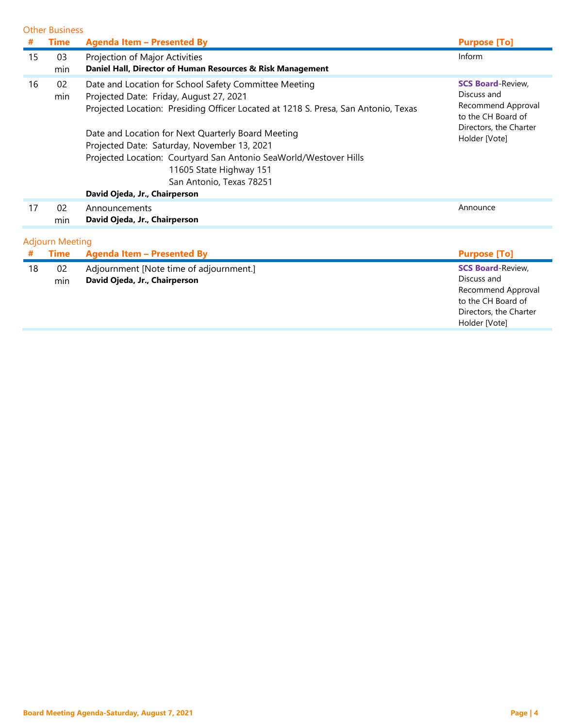### Other Business

| # | Time | Agenda Item – Presented By | Purpose [To] |
|---|---|---|---|
| 15 | 03 min | Projection of Major Activities<br>**Daniel Hall, Director of Human Resources & Risk Management** | Inform |
| 16 | 02 min | Date and Location for School Safety Committee Meeting<br>Projected Date: Friday, August 27, 2021<br>Projected Location: Presiding Officer Located at 1218 S. Presa, San Antonio, Texas<br><br>Date and Location for Next Quarterly Board Meeting<br>Projected Date: Saturday, November 13, 2021<br>Projected Location: Courtyard San Antonio SeaWorld/Westover Hills<br>11605 State Highway 151<br>San Antonio, Texas 78251<br>**David Ojeda, Jr., Chairperson** | **SCS Board**-Review, Discuss and Recommend Approval to the CH Board of Directors, the Charter Holder [Vote] |
| 17 | 02 min | Announcements<br>**David Ojeda, Jr., Chairperson** | Announce |

### Adjourn Meeting

| # | Time | Agenda Item – Presented By | Purpose [To] |
|---|---|---|---|
| 18 | 02 min | Adjournment [Note time of adjournment.]<br>**David Ojeda, Jr., Chairperson** | **SCS Board**-Review, Discuss and Recommend Approval to the CH Board of Directors, the Charter Holder [Vote] |